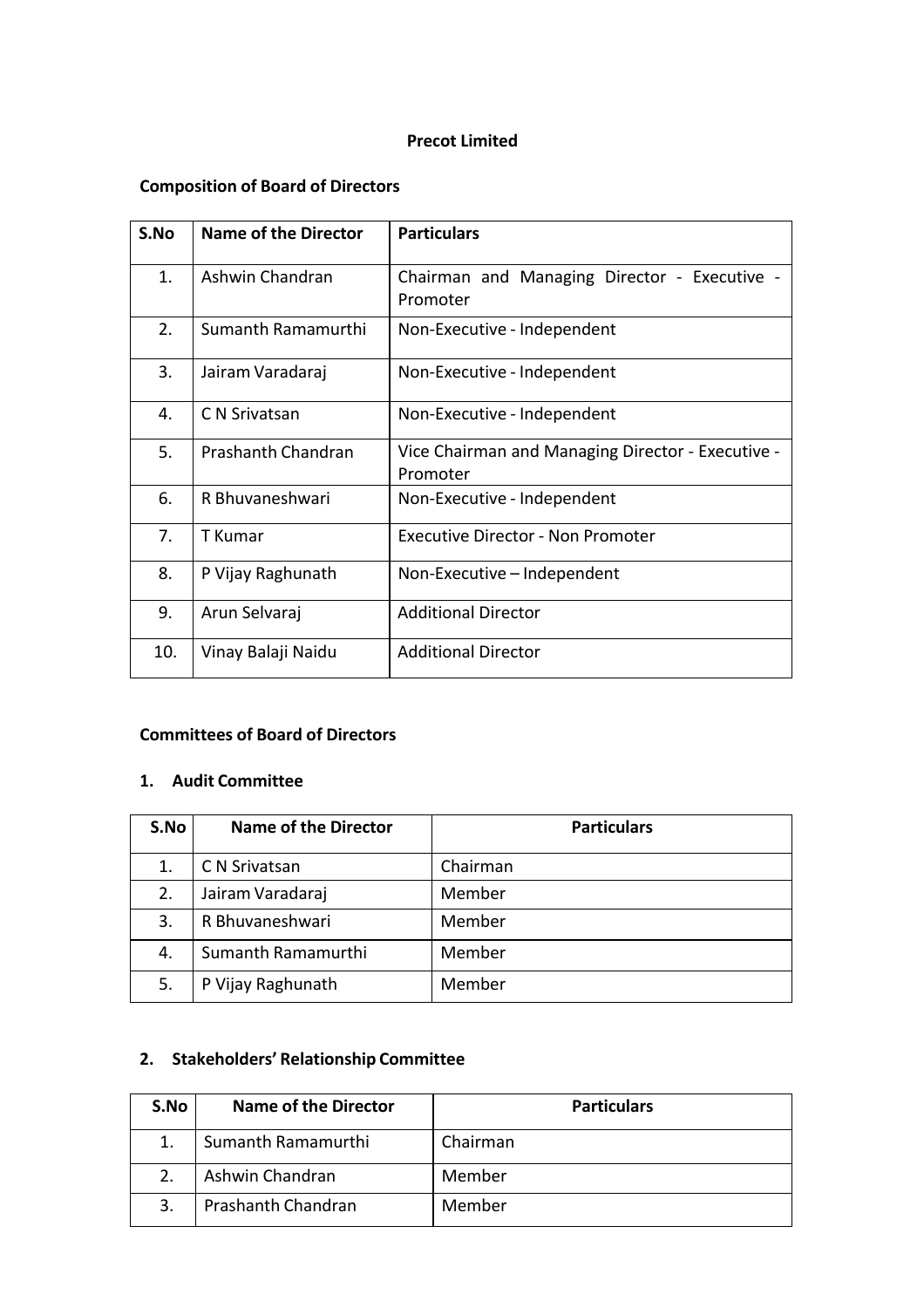# Precot Limited

## Composition of Board of Directors

| S.No | Name of the Director | Particulars |
|---|---|---|
| 1. | Ashwin Chandran | Chairman and Managing Director - Executive - Promoter |
| 2. | Sumanth Ramamurthi | Non-Executive - Independent |
| 3. | Jairam Varadaraj | Non-Executive - Independent |
| 4. | C N Srivatsan | Non-Executive - Independent |
| 5. | Prashanth Chandran | Vice Chairman and Managing Director - Executive - Promoter |
| 6. | R Bhuvaneshwari | Non-Executive - Independent |
| 7. | T Kumar | Executive Director - Non Promoter |
| 8. | P Vijay Raghunath | Non-Executive – Independent |
| 9. | Arun Selvaraj | Additional Director |
| 10. | Vinay Balaji Naidu | Additional Director |

## Committees of Board of Directors

### 1. Audit Committee

| S.No | Name of the Director | Particulars |
|---|---|---|
| 1. | C N Srivatsan | Chairman |
| 2. | Jairam Varadaraj | Member |
| 3. | R Bhuvaneshwari | Member |
| 4. | Sumanth Ramamurthi | Member |
| 5. | P Vijay Raghunath | Member |

### 2. Stakeholders' Relationship Committee

| S.No | Name of the Director | Particulars |
|---|---|---|
| 1. | Sumanth Ramamurthi | Chairman |
| 2. | Ashwin Chandran | Member |
| 3. | Prashanth Chandran | Member |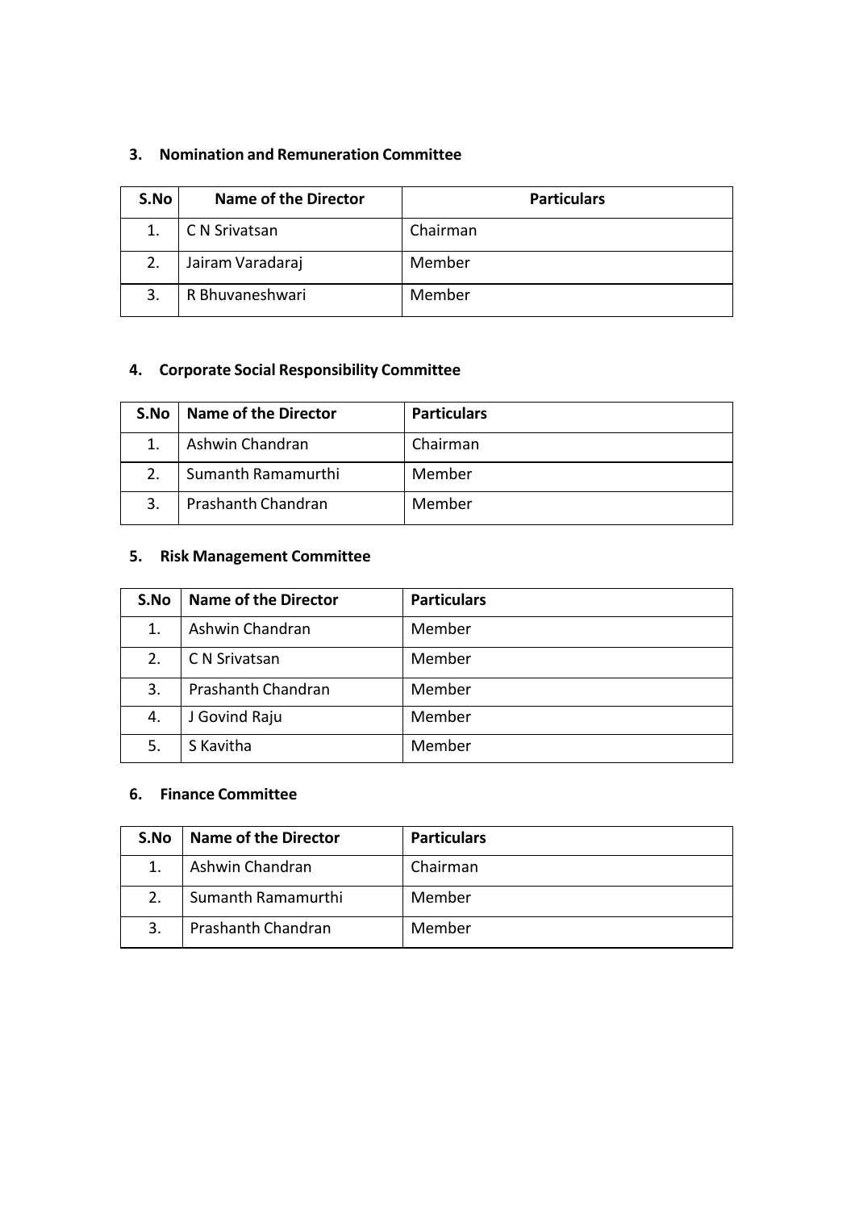### 3. Nomination and Remuneration Committee

| S.No | Name of the Director | Particulars |
|---|---|---|
| 1. | C N Srivatsan | Chairman |
| 2. | Jairam Varadaraj | Member |
| 3. | R Bhuvaneshwari | Member |

### 4. Corporate Social Responsibility Committee

| S.No | Name of the Director | Particulars |
|---|---|---|
| 1. | Ashwin Chandran | Chairman |
| 2. | Sumanth Ramamurthi | Member |
| 3. | Prashanth Chandran | Member |

### 5. Risk Management Committee

| S.No | Name of the Director | Particulars |
|---|---|---|
| 1. | Ashwin Chandran | Member |
| 2. | C N Srivatsan | Member |
| 3. | Prashanth Chandran | Member |
| 4. | J Govind Raju | Member |
| 5. | S Kavitha | Member |

### 6. Finance Committee

| S.No | Name of the Director | Particulars |
|---|---|---|
| 1. | Ashwin Chandran | Chairman |
| 2. | Sumanth Ramamurthi | Member |
| 3. | Prashanth Chandran | Member |